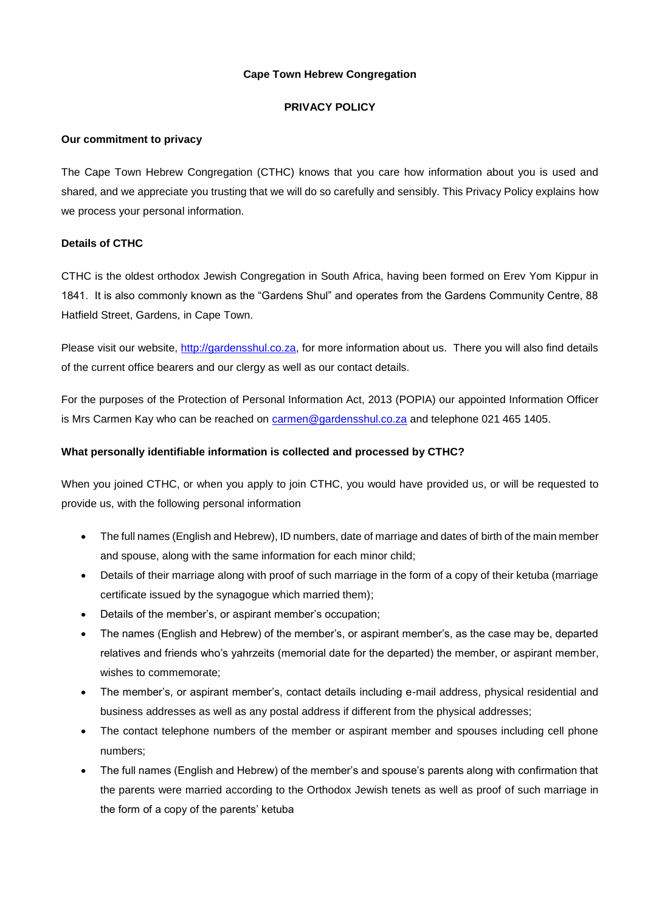**Cape Town Hebrew Congregation**

**PRIVACY POLICY**

**Our commitment to privacy**

The Cape Town Hebrew Congregation (CTHC) knows that you care how information about you is used and shared, and we appreciate you trusting that we will do so carefully and sensibly. This Privacy Policy explains how we process your personal information.

**Details of CTHC**

CTHC is the oldest orthodox Jewish Congregation in South Africa, having been formed on Erev Yom Kippur in 1841. It is also commonly known as the "Gardens Shul" and operates from the Gardens Community Centre, 88 Hatfield Street, Gardens, in Cape Town.

Please visit our website, [http://gardensshul.co.za](http://gardensshul.co.za), for more information about us. There you will also find details of the current office bearers and our clergy as well as our contact details.

For the purposes of the Protection of Personal Information Act, 2013 (POPIA) our appointed Information Officer is Mrs Carmen Kay who can be reached on [carmen@gardensshul.co.za](mailto:carmen@gardensshul.co.za) and telephone 021 465 1405.

**What personally identifiable information is collected and processed by CTHC?**

When you joined CTHC, or when you apply to join CTHC, you would have provided us, or will be requested to provide us, with the following personal information

- The full names (English and Hebrew), ID numbers, date of marriage and dates of birth of the main member and spouse, along with the same information for each minor child;
- Details of their marriage along with proof of such marriage in the form of a copy of their ketuba (marriage certificate issued by the synagogue which married them);
- Details of the member's, or aspirant member's occupation;
- The names (English and Hebrew) of the member's, or aspirant member's, as the case may be, departed relatives and friends who's yahrzeits (memorial date for the departed) the member, or aspirant member, wishes to commemorate;
- The member's, or aspirant member's, contact details including e-mail address, physical residential and business addresses as well as any postal address if different from the physical addresses;
- The contact telephone numbers of the member or aspirant member and spouses including cell phone numbers;
- The full names (English and Hebrew) of the member's and spouse's parents along with confirmation that the parents were married according to the Orthodox Jewish tenets as well as proof of such marriage in the form of a copy of the parents' ketuba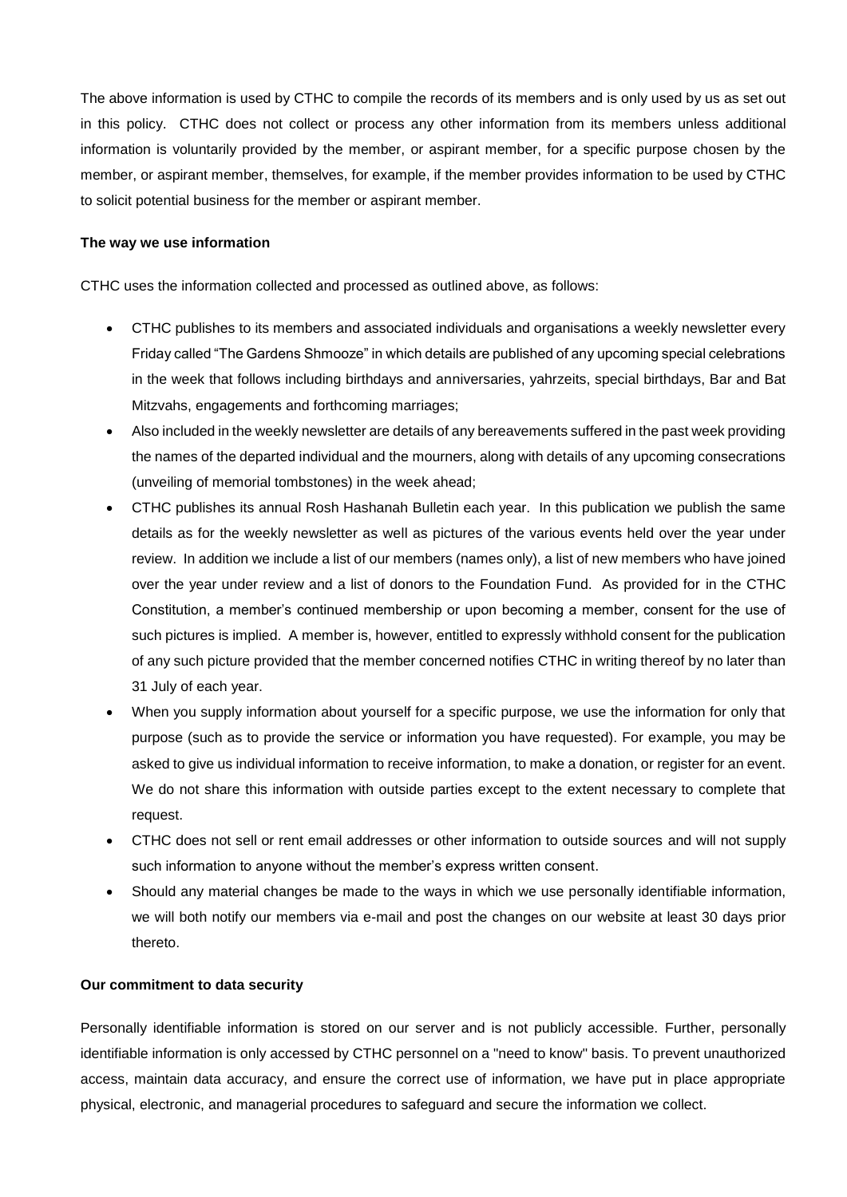The above information is used by CTHC to compile the records of its members and is only used by us as set out in this policy. CTHC does not collect or process any other information from its members unless additional information is voluntarily provided by the member, or aspirant member, for a specific purpose chosen by the member, or aspirant member, themselves, for example, if the member provides information to be used by CTHC to solicit potential business for the member or aspirant member.

**The way we use information**

CTHC uses the information collected and processed as outlined above, as follows:

- CTHC publishes to its members and associated individuals and organisations a weekly newsletter every Friday called "The Gardens Shmooze" in which details are published of any upcoming special celebrations in the week that follows including birthdays and anniversaries, yahrzeits, special birthdays, Bar and Bat Mitzvahs, engagements and forthcoming marriages;
- Also included in the weekly newsletter are details of any bereavements suffered in the past week providing the names of the departed individual and the mourners, along with details of any upcoming consecrations (unveiling of memorial tombstones) in the week ahead;
- CTHC publishes its annual Rosh Hashanah Bulletin each year. In this publication we publish the same details as for the weekly newsletter as well as pictures of the various events held over the year under review. In addition we include a list of our members (names only), a list of new members who have joined over the year under review and a list of donors to the Foundation Fund. As provided for in the CTHC Constitution, a member's continued membership or upon becoming a member, consent for the use of such pictures is implied. A member is, however, entitled to expressly withhold consent for the publication of any such picture provided that the member concerned notifies CTHC in writing thereof by no later than 31 July of each year.
- When you supply information about yourself for a specific purpose, we use the information for only that purpose (such as to provide the service or information you have requested). For example, you may be asked to give us individual information to receive information, to make a donation, or register for an event. We do not share this information with outside parties except to the extent necessary to complete that request.
- CTHC does not sell or rent email addresses or other information to outside sources and will not supply such information to anyone without the member's express written consent.
- Should any material changes be made to the ways in which we use personally identifiable information, we will both notify our members via e-mail and post the changes on our website at least 30 days prior thereto.

**Our commitment to data security**

Personally identifiable information is stored on our server and is not publicly accessible. Further, personally identifiable information is only accessed by CTHC personnel on a "need to know" basis. To prevent unauthorized access, maintain data accuracy, and ensure the correct use of information, we have put in place appropriate physical, electronic, and managerial procedures to safeguard and secure the information we collect.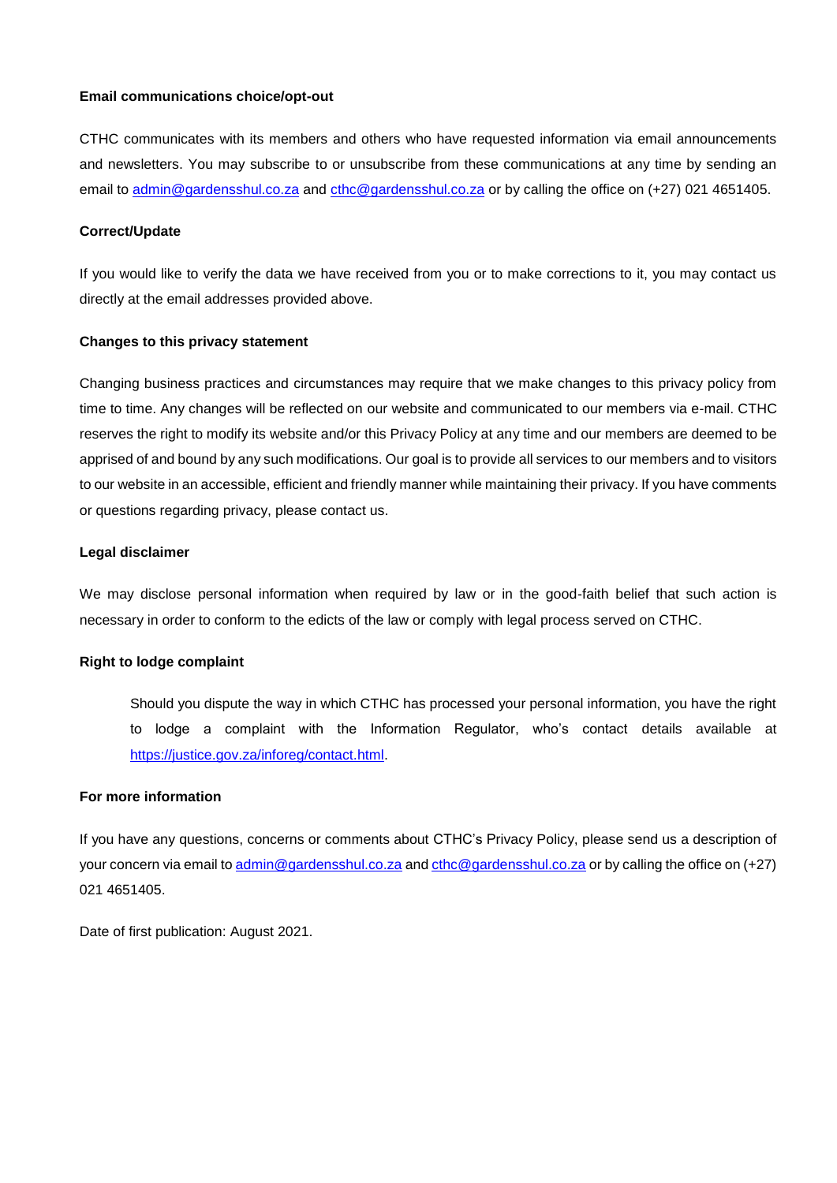**Email communications choice/opt-out**

CTHC communicates with its members and others who have requested information via email announcements and newsletters. You may subscribe to or unsubscribe from these communications at any time by sending an email to [admin@gardensshul.co.za](mailto:admin@gardensshul.co.za) and [cthc@gardensshul.co.za](mailto:cthc@gardensshul.co.za) or by calling the office on (+27) 021 4651405.

**Correct/Update**

If you would like to verify the data we have received from you or to make corrections to it, you may contact us directly at the email addresses provided above.

**Changes to this privacy statement**

Changing business practices and circumstances may require that we make changes to this privacy policy from time to time. Any changes will be reflected on our website and communicated to our members via e-mail. CTHC reserves the right to modify its website and/or this Privacy Policy at any time and our members are deemed to be apprised of and bound by any such modifications. Our goal is to provide all services to our members and to visitors to our website in an accessible, efficient and friendly manner while maintaining their privacy. If you have comments or questions regarding privacy, please contact us.

**Legal disclaimer**

We may disclose personal information when required by law or in the good-faith belief that such action is necessary in order to conform to the edicts of the law or comply with legal process served on CTHC.

**Right to lodge complaint**

Should you dispute the way in which CTHC has processed your personal information, you have the right to lodge a complaint with the Information Regulator, who's contact details available at [https://justice.gov.za/inforeg/contact.html](https://justice.gov.za/inforeg/contact.html).

**For more information**

If you have any questions, concerns or comments about CTHC's Privacy Policy, please send us a description of your concern via email to [admin@gardensshul.co.za](mailto:admin@gardensshul.co.za) and [cthc@gardensshul.co.za](mailto:cthc@gardensshul.co.za) or by calling the office on (+27) 021 4651405.

Date of first publication: August 2021.